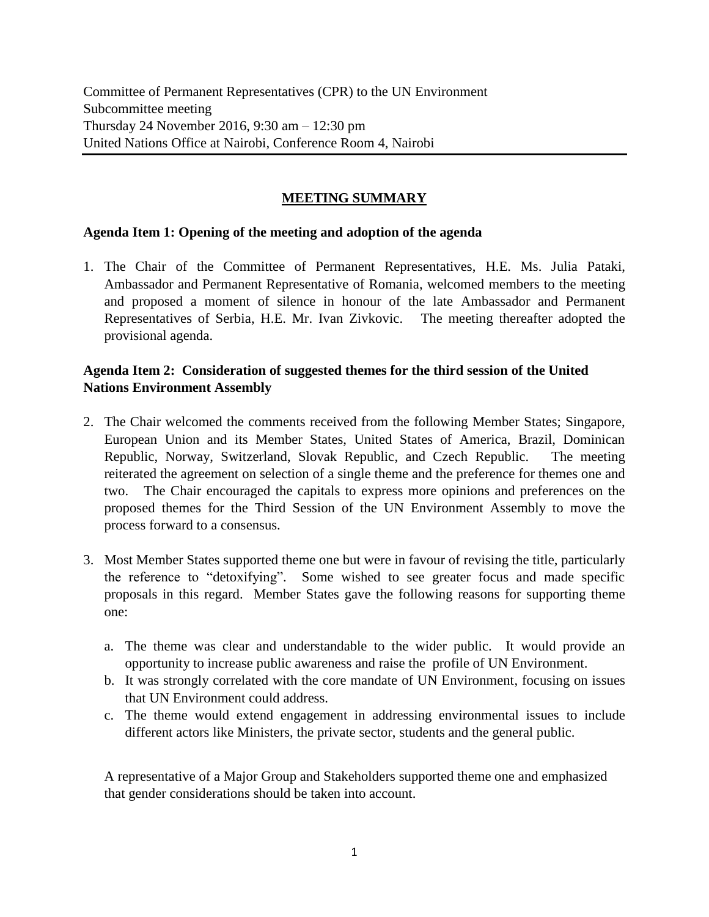Committee of Permanent Representatives (CPR) to the UN Environment
Subcommittee meeting
Thursday 24 November 2016, 9:30 am – 12:30 pm
United Nations Office at Nairobi, Conference Room 4, Nairobi

---

## MEETING SUMMARY

### Agenda Item 1: Opening of the meeting and adoption of the agenda

1. The Chair of the Committee of Permanent Representatives, H.E. Ms. Julia Pataki, Ambassador and Permanent Representative of Romania, welcomed members to the meeting and proposed a moment of silence in honour of the late Ambassador and Permanent Representatives of Serbia, H.E. Mr. Ivan Zivkovic. The meeting thereafter adopted the provisional agenda.

### Agenda Item 2: Consideration of suggested themes for the third session of the United Nations Environment Assembly

2. The Chair welcomed the comments received from the following Member States; Singapore, European Union and its Member States, United States of America, Brazil, Dominican Republic, Norway, Switzerland, Slovak Republic, and Czech Republic. The meeting reiterated the agreement on selection of a single theme and the preference for themes one and two. The Chair encouraged the capitals to express more opinions and preferences on the proposed themes for the Third Session of the UN Environment Assembly to move the process forward to a consensus.

3. Most Member States supported theme one but were in favour of revising the title, particularly the reference to "detoxifying". Some wished to see greater focus and made specific proposals in this regard. Member States gave the following reasons for supporting theme one:

   a. The theme was clear and understandable to the wider public. It would provide an opportunity to increase public awareness and raise the profile of UN Environment.
   b. It was strongly correlated with the core mandate of UN Environment, focusing on issues that UN Environment could address.
   c. The theme would extend engagement in addressing environmental issues to include different actors like Ministers, the private sector, students and the general public.

   A representative of a Major Group and Stakeholders supported theme one and emphasized that gender considerations should be taken into account.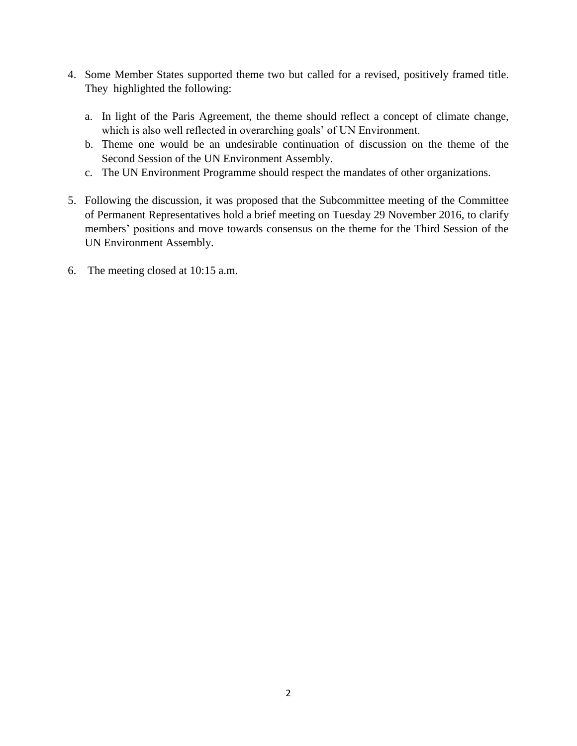4. Some Member States supported theme two but called for a revised, positively framed title. They highlighted the following:

    a. In light of the Paris Agreement, the theme should reflect a concept of climate change, which is also well reflected in overarching goals' of UN Environment.
    b. Theme one would be an undesirable continuation of discussion on the theme of the Second Session of the UN Environment Assembly.
    c. The UN Environment Programme should respect the mandates of other organizations.

5. Following the discussion, it was proposed that the Subcommittee meeting of the Committee of Permanent Representatives hold a brief meeting on Tuesday 29 November 2016, to clarify members' positions and move towards consensus on the theme for the Third Session of the UN Environment Assembly.

6. The meeting closed at 10:15 a.m.